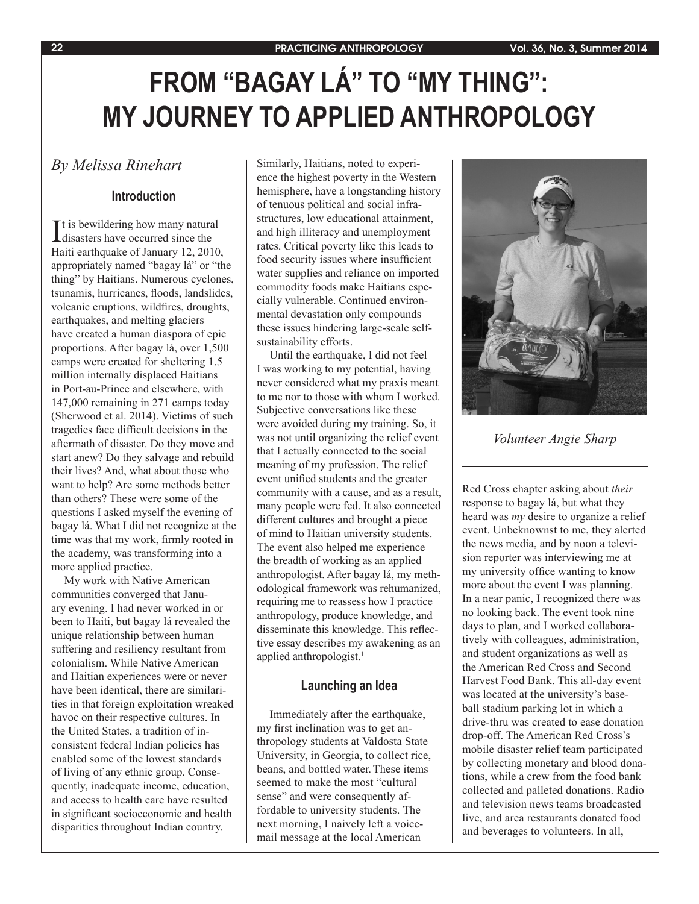# FROM "BAGAY LÁ" TO "MY THING": MY JOURNEY TO APPLIED ANTHROPOLOGY

*By Melissa Rinehart*

## Introduction

It is bewildering how many natural disasters have occurred since the Haiti earthquake of January 12, 2010, appropriately named "bagay lá" or "the thing" by Haitians. Numerous cyclones, tsunamis, hurricanes, floods, landslides, volcanic eruptions, wildfires, droughts, earthquakes, and melting glaciers have created a human diaspora of epic proportions. After bagay lá, over 1,500 camps were created for sheltering 1.5 million internally displaced Haitians in Port-au-Prince and elsewhere, with 147,000 remaining in 271 camps today (Sherwood et al. 2014). Victims of such tragedies face difficult decisions in the aftermath of disaster. Do they move and start anew? Do they salvage and rebuild their lives? And, what about those who want to help? Are some methods better than others? These were some of the questions I asked myself the evening of bagay lá. What I did not recognize at the time was that my work, firmly rooted in the academy, was transforming into a more applied practice.

My work with Native American communities converged that January evening. I had never worked in or been to Haiti, but bagay lá revealed the unique relationship between human suffering and resiliency resultant from colonialism. While Native American and Haitian experiences were or never have been identical, there are similarities in that foreign exploitation wreaked havoc on their respective cultures. In the United States, a tradition of inconsistent federal Indian policies has enabled some of the lowest standards of living of any ethnic group. Consequently, inadequate income, education, and access to health care have resulted in significant socioeconomic and health disparities throughout Indian country. Similarly, Haitians, noted to experience the highest poverty in the Western hemisphere, have a longstanding history of tenuous political and social infrastructures, low educational attainment, and high illiteracy and unemployment rates. Critical poverty like this leads to food security issues where insufficient water supplies and reliance on imported commodity foods make Haitians especially vulnerable. Continued environmental devastation only compounds these issues hindering large-scale self-sustainability efforts.

Until the earthquake, I did not feel I was working to my potential, having never considered what my praxis meant to me nor to those with whom I worked. Subjective conversations like these were avoided during my training. So, it was not until organizing the relief event that I actually connected to the social meaning of my profession. The relief event unified students and the greater community with a cause, and as a result, many people were fed. It also connected different cultures and brought a piece of mind to Haitian university students. The event also helped me experience the breadth of working as an applied anthropologist. After bagay lá, my methodological framework was rehumanized, requiring me to reassess how I practice anthropology, produce knowledge, and disseminate this knowledge. This reflective essay describes my awakening as an applied anthropologist.[1]

## Launching an Idea

Immediately after the earthquake, my first inclination was to get anthropology students at Valdosta State University, in Georgia, to collect rice, beans, and bottled water. These items seemed to make the most "cultural sense" and were consequently affordable to university students. The next morning, I naively left a voicemail message at the local American Red Cross chapter asking about *their* response to bagay lá, but what they heard was *my* desire to organize a relief event. Unbeknownst to me, they alerted the news media, and by noon a television reporter was interviewing me at my university office wanting to know more about the event I was planning. In a near panic, I recognized there was no looking back. The event took nine days to plan, and I worked collaboratively with colleagues, administration, and student organizations as well as the American Red Cross and Second Harvest Food Bank. This all-day event was located at the university's baseball stadium parking lot in which a drive-thru was created to ease donation drop-off. The American Red Cross's mobile disaster relief team participated by collecting monetary and blood donations, while a crew from the food bank collected and palleted donations. Radio and television news teams broadcasted live, and area restaurants donated food and beverages to volunteers. In all,

*Volunteer Angie Sharp*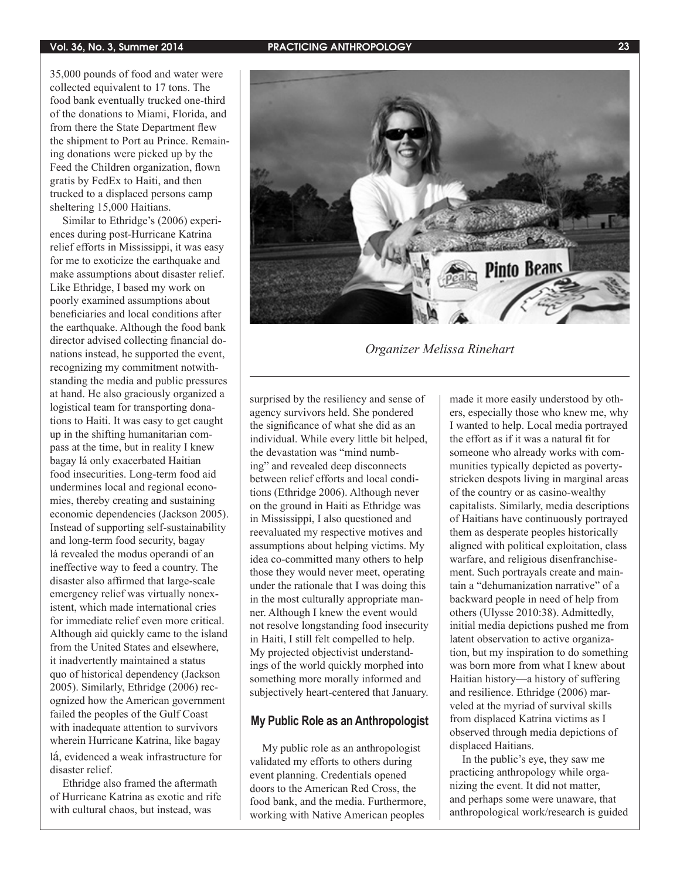35,000 pounds of food and water were collected equivalent to 17 tons. The food bank eventually trucked one-third of the donations to Miami, Florida, and from there the State Department flew the shipment to Port au Prince. Remaining donations were picked up by the Feed the Children organization, flown gratis by FedEx to Haiti, and then trucked to a displaced persons camp sheltering 15,000 Haitians.

Similar to Ethridge's (2006) experiences during post-Hurricane Katrina relief efforts in Mississippi, it was easy for me to exoticize the earthquake and make assumptions about disaster relief. Like Ethridge, I based my work on poorly examined assumptions about beneficiaries and local conditions after the earthquake. Although the food bank director advised collecting financial donations instead, he supported the event, recognizing my commitment notwithstanding the media and public pressures at hand. He also graciously organized a logistical team for transporting donations to Haiti. It was easy to get caught up in the shifting humanitarian compass at the time, but in reality I knew bagay lá only exacerbated Haitian food insecurities. Long-term food aid undermines local and regional economies, thereby creating and sustaining economic dependencies (Jackson 2005). Instead of supporting self-sustainability and long-term food security, bagay lá revealed the modus operandi of an ineffective way to feed a country. The disaster also affirmed that large-scale emergency relief was virtually nonexistent, which made international cries for immediate relief even more critical. Although aid quickly came to the island from the United States and elsewhere, it inadvertently maintained a status quo of historical dependency (Jackson 2005). Similarly, Ethridge (2006) recognized how the American government failed the peoples of the Gulf Coast with inadequate attention to survivors wherein Hurricane Katrina, like bagay lá, evidenced a weak infrastructure for disaster relief.

Ethridge also framed the aftermath of Hurricane Katrina as exotic and rife with cultural chaos, but instead, was surprised by the resiliency and sense of agency survivors held. She pondered the significance of what she did as an individual. While every little bit helped, the devastation was "mind numbing" and revealed deep disconnects between relief efforts and local conditions (Ethridge 2006). Although never on the ground in Haiti as Ethridge was in Mississippi, I also questioned and reevaluated my respective motives and assumptions about helping victims. My idea co-committed many others to help those they would never meet, operating under the rationale that I was doing this in the most culturally appropriate manner. Although I knew the event would not resolve longstanding food insecurity in Haiti, I still felt compelled to help. My projected objectivist understandings of the world quickly morphed into something more morally informed and subjectively heart-centered that January.

*Organizer Melissa Rinehart*

## My Public Role as an Anthropologist

My public role as an anthropologist validated my efforts to others during event planning. Credentials opened doors to the American Red Cross, the food bank, and the media. Furthermore, working with Native American peoples made it more easily understood by others, especially those who knew me, why I wanted to help. Local media portrayed the effort as if it was a natural fit for someone who already works with communities typically depicted as poverty-stricken despots living in marginal areas of the country or as casino-wealthy capitalists. Similarly, media descriptions of Haitians have continuously portrayed them as desperate peoples historically aligned with political exploitation, class warfare, and religious disenfranchisement. Such portrayals create and maintain a "dehumanization narrative" of a backward people in need of help from others (Ulysse 2010:38). Admittedly, initial media depictions pushed me from latent observation to active organization, but my inspiration to do something was born more from what I knew about Haitian history—a history of suffering and resilience. Ethridge (2006) marveled at the myriad of survival skills from displaced Katrina victims as I observed through media depictions of displaced Haitians.

In the public's eye, they saw me practicing anthropology while organizing the event. It did not matter, and perhaps some were unaware, that anthropological work/research is guided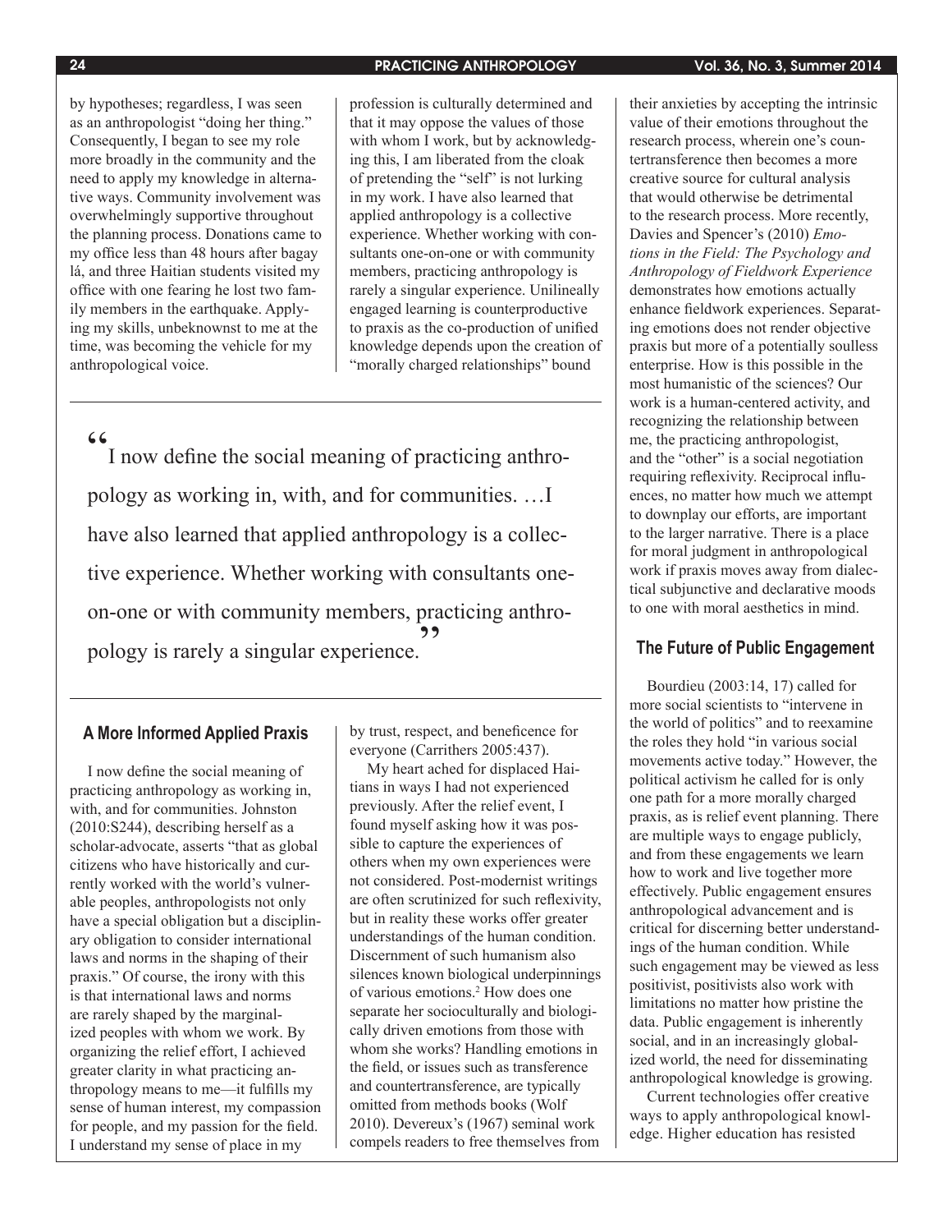by hypotheses; regardless, I was seen as an anthropologist "doing her thing." Consequently, I began to see my role more broadly in the community and the need to apply my knowledge in alternative ways. Community involvement was overwhelmingly supportive throughout the planning process. Donations came to my office less than 48 hours after bagay lá, and three Haitian students visited my office with one fearing he lost two family members in the earthquake. Applying my skills, unbeknownst to me at the time, was becoming the vehicle for my anthropological voice.

> "I now define the social meaning of practicing anthropology as working in, with, and for communities. …I have also learned that applied anthropology is a collective experience. Whether working with consultants one-on-one or with community members, practicing anthropology is rarely a singular experience."

## A More Informed Applied Praxis

I now define the social meaning of practicing anthropology as working in, with, and for communities. Johnston (2010:S244), describing herself as a scholar-advocate, asserts "that as global citizens who have historically and currently worked with the world's vulnerable peoples, anthropologists not only have a special obligation but a disciplinary obligation to consider international laws and norms in the shaping of their praxis." Of course, the irony with this is that international laws and norms are rarely shaped by the marginalized peoples with whom we work. By organizing the relief effort, I achieved greater clarity in what practicing anthropology means to me—it fulfills my sense of human interest, my compassion for people, and my passion for the field. I understand my sense of place in my profession is culturally determined and that it may oppose the values of those with whom I work, but by acknowledging this, I am liberated from the cloak of pretending the "self" is not lurking in my work. I have also learned that applied anthropology is a collective experience. Whether working with consultants one-on-one or with community members, practicing anthropology is rarely a singular experience. Unilineally engaged learning is counterproductive to praxis as the co-production of unified knowledge depends upon the creation of "morally charged relationships" bound by trust, respect, and beneficence for everyone (Carrithers 2005:437).

My heart ached for displaced Haitians in ways I had not experienced previously. After the relief event, I found myself asking how it was possible to capture the experiences of others when my own experiences were not considered. Post-modernist writings are often scrutinized for such reflexivity, but in reality these works offer greater understandings of the human condition. Discernment of such humanism also silences known biological underpinnings of various emotions.[2] How does one separate her socioculturally and biologically driven emotions from those with whom she works? Handling emotions in the field, or issues such as transference and countertransference, are typically omitted from methods books (Wolf 2010). Devereux's (1967) seminal work compels readers to free themselves from their anxieties by accepting the intrinsic value of their emotions throughout the research process, wherein one's countertransference then becomes a more creative source for cultural analysis that would otherwise be detrimental to the research process. More recently, Davies and Spencer's (2010) *Emotions in the Field: The Psychology and Anthropology of Fieldwork Experience* demonstrates how emotions actually enhance fieldwork experiences. Separating emotions does not render objective praxis but more of a potentially soulless enterprise. How is this possible in the most humanistic of the sciences? Our work is a human-centered activity, and recognizing the relationship between me, the practicing anthropologist, and the "other" is a social negotiation requiring reflexivity. Reciprocal influences, no matter how much we attempt to downplay our efforts, are important to the larger narrative. There is a place for moral judgment in anthropological work if praxis moves away from dialectical subjunctive and declarative moods to one with moral aesthetics in mind.

## The Future of Public Engagement

Bourdieu (2003:14, 17) called for more social scientists to "intervene in the world of politics" and to reexamine the roles they hold "in various social movements active today." However, the political activism he called for is only one path for a more morally charged praxis, as is relief event planning. There are multiple ways to engage publicly, and from these engagements we learn how to work and live together more effectively. Public engagement ensures anthropological advancement and is critical for discerning better understandings of the human condition. While such engagement may be viewed as less positivist, positivists also work with limitations no matter how pristine the data. Public engagement is inherently social, and in an increasingly globalized world, the need for disseminating anthropological knowledge is growing.

Current technologies offer creative ways to apply anthropological knowledge. Higher education has resisted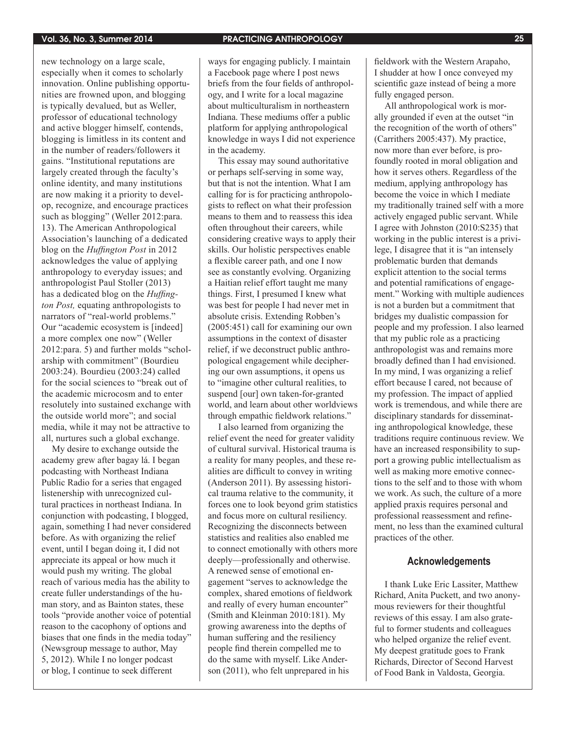new technology on a large scale, especially when it comes to scholarly innovation. Online publishing opportunities are frowned upon, and blogging is typically devalued, but as Weller, professor of educational technology and active blogger himself, contends, blogging is limitless in its content and in the number of readers/followers it gains. "Institutional reputations are largely created through the faculty's online identity, and many institutions are now making it a priority to develop, recognize, and encourage practices such as blogging" (Weller 2012:para. 13). The American Anthropological Association's launching of a dedicated blog on the *Huffington Post* in 2012 acknowledges the value of applying anthropology to everyday issues; and anthropologist Paul Stoller (2013) has a dedicated blog on the *Huffington Post,* equating anthropologists to narrators of "real-world problems." Our "academic ecosystem is [indeed] a more complex one now" (Weller 2012:para. 5) and further molds "scholarship with commitment" (Bourdieu 2003:24). Bourdieu (2003:24) called for the social sciences to "break out of the academic microcosm and to enter resolutely into sustained exchange with the outside world more"; and social media, while it may not be attractive to all, nurtures such a global exchange.

My desire to exchange outside the academy grew after bagay lá. I began podcasting with Northeast Indiana Public Radio for a series that engaged listenership with unrecognized cultural practices in northeast Indiana. In conjunction with podcasting, I blogged, again, something I had never considered before. As with organizing the relief event, until I began doing it, I did not appreciate its appeal or how much it would push my writing. The global reach of various media has the ability to create fuller understandings of the human story, and as Bainton states, these tools "provide another voice of potential reason to the cacophony of options and biases that one finds in the media today" (Newsgroup message to author, May 5, 2012). While I no longer podcast or blog, I continue to seek different ways for engaging publicly. I maintain a Facebook page where I post news briefs from the four fields of anthropology, and I write for a local magazine about multiculturalism in northeastern Indiana. These mediums offer a public platform for applying anthropological knowledge in ways I did not experience in the academy.

This essay may sound authoritative or perhaps self-serving in some way, but that is not the intention. What I am calling for is for practicing anthropologists to reflect on what their profession means to them and to reassess this idea often throughout their careers, while considering creative ways to apply their skills. Our holistic perspectives enable a flexible career path, and one I now see as constantly evolving. Organizing a Haitian relief effort taught me many things. First, I presumed I knew what was best for people I had never met in absolute crisis. Extending Robben's (2005:451) call for examining our own assumptions in the context of disaster relief, if we deconstruct public anthropological engagement while deciphering our own assumptions, it opens us to "imagine other cultural realities, to suspend [our] own taken-for-granted world, and learn about other worldviews through empathic fieldwork relations."

I also learned from organizing the relief event the need for greater validity of cultural survival. Historical trauma is a reality for many peoples, and these realities are difficult to convey in writing (Anderson 2011). By assessing historical trauma relative to the community, it forces one to look beyond grim statistics and focus more on cultural resiliency. Recognizing the disconnects between statistics and realities also enabled me to connect emotionally with others more deeply—professionally and otherwise. A renewed sense of emotional engagement "serves to acknowledge the complex, shared emotions of fieldwork and really of every human encounter" (Smith and Kleinman 2010:181). My growing awareness into the depths of human suffering and the resiliency people find therein compelled me to do the same with myself. Like Anderson (2011), who felt unprepared in his fieldwork with the Western Arapaho, I shudder at how I once conveyed my scientific gaze instead of being a more fully engaged person.

All anthropological work is morally grounded if even at the outset "in the recognition of the worth of others" (Carrithers 2005:437). My practice, now more than ever before, is profoundly rooted in moral obligation and how it serves others. Regardless of the medium, applying anthropology has become the voice in which I mediate my traditionally trained self with a more actively engaged public servant. While I agree with Johnston (2010:S235) that working in the public interest is a privilege, I disagree that it is "an intensely problematic burden that demands explicit attention to the social terms and potential ramifications of engagement." Working with multiple audiences is not a burden but a commitment that bridges my dualistic compassion for people and my profession. I also learned that my public role as a practicing anthropologist was and remains more broadly defined than I had envisioned. In my mind, I was organizing a relief effort because I cared, not because of my profession. The impact of applied work is tremendous, and while there are disciplinary standards for disseminating anthropological knowledge, these traditions require continuous review. We have an increased responsibility to support a growing public intellectualism as well as making more emotive connections to the self and to those with whom we work. As such, the culture of a more applied praxis requires personal and professional reassessment and refinement, no less than the examined cultural practices of the other.

## Acknowledgements

I thank Luke Eric Lassiter, Matthew Richard, Anita Puckett, and two anonymous reviewers for their thoughtful reviews of this essay. I am also grateful to former students and colleagues who helped organize the relief event. My deepest gratitude goes to Frank Richards, Director of Second Harvest of Food Bank in Valdosta, Georgia.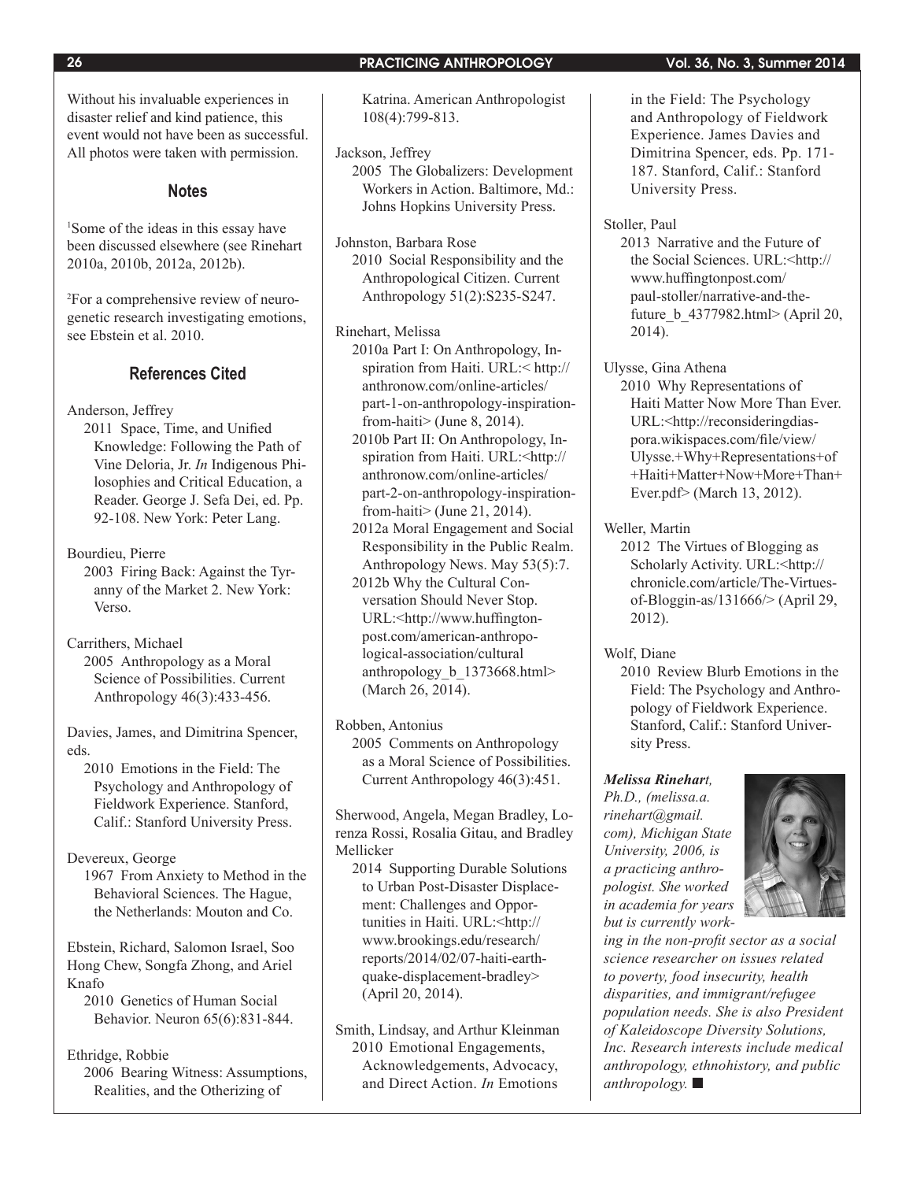Without his invaluable experiences in disaster relief and kind patience, this event would not have been as successful. All photos were taken with permission.

## Notes

[1]Some of the ideas in this essay have been discussed elsewhere (see Rinehart 2010a, 2010b, 2012a, 2012b).

[2]For a comprehensive review of neurogenetic research investigating emotions, see Ebstein et al. 2010.

## References Cited

Anderson, Jeffrey
2011 Space, Time, and Unified Knowledge: Following the Path of Vine Deloria, Jr. *In* Indigenous Philosophies and Critical Education, a Reader. George J. Sefa Dei, ed. Pp. 92-108. New York: Peter Lang.

Bourdieu, Pierre
2003 Firing Back: Against the Tyranny of the Market 2. New York: Verso.

Carrithers, Michael
2005 Anthropology as a Moral Science of Possibilities. Current Anthropology 46(3):433-456.

Davies, James, and Dimitrina Spencer, eds.
2010 Emotions in the Field: The Psychology and Anthropology of Fieldwork Experience. Stanford, Calif.: Stanford University Press.

Devereux, George
1967 From Anxiety to Method in the Behavioral Sciences. The Hague, the Netherlands: Mouton and Co.

Ebstein, Richard, Salomon Israel, Soo Hong Chew, Songfa Zhong, and Ariel Knafo
2010 Genetics of Human Social Behavior. Neuron 65(6):831-844.

Ethridge, Robbie
2006 Bearing Witness: Assumptions, Realities, and the Otherizing of Katrina. American Anthropologist 108(4):799-813.

Jackson, Jeffrey
2005 The Globalizers: Development Workers in Action. Baltimore, Md.: Johns Hopkins University Press.

Johnston, Barbara Rose
2010 Social Responsibility and the Anthropological Citizen. Current Anthropology 51(2):S235-S247.

Rinehart, Melissa
2010a Part I: On Anthropology, Inspiration from Haiti. URL:< http://anthronow.com/online-articles/part-1-on-anthropology-inspiration-from-haiti> (June 8, 2014).
2010b Part II: On Anthropology, Inspiration from Haiti. URL:<http://anthronow.com/online-articles/part-2-on-anthropology-inspiration-from-haiti> (June 21, 2014).
2012a Moral Engagement and Social Responsibility in the Public Realm. Anthropology News. May 53(5):7.
2012b Why the Cultural Conversation Should Never Stop. URL:<http://www.huffingtonpost.com/american-anthropological-association/cultural anthropology_b_1373668.html> (March 26, 2014).

Robben, Antonius
2005 Comments on Anthropology as a Moral Science of Possibilities. Current Anthropology 46(3):451.

Sherwood, Angela, Megan Bradley, Lorenza Rossi, Rosalia Gitau, and Bradley Mellicker
2014 Supporting Durable Solutions to Urban Post-Disaster Displacement: Challenges and Opportunities in Haiti. URL:<http://www.brookings.edu/research/reports/2014/02/07-haiti-earthquake-displacement-bradley> (April 20, 2014).

Smith, Lindsay, and Arthur Kleinman
2010 Emotional Engagements, Acknowledgements, Advocacy, and Direct Action. *In* Emotions in the Field: The Psychology and Anthropology of Fieldwork Experience. James Davies and Dimitrina Spencer, eds. Pp. 171-187. Stanford, Calif.: Stanford University Press.

Stoller, Paul
2013 Narrative and the Future of the Social Sciences. URL:<http://www.huffingtonpost.com/paul-stoller/narrative-and-the-future_b_4377982.html> (April 20, 2014).

Ulysse, Gina Athena
2010 Why Representations of Haiti Matter Now More Than Ever. URL:<http://reconsideringdiaspora.wikispaces.com/file/view/Ulysse.+Why+Representations+of+Haiti+Matter+Now+More+Than+Ever.pdf> (March 13, 2012).

Weller, Martin
2012 The Virtues of Blogging as Scholarly Activity. URL:<http://chronicle.com/article/The-Virtues-of-Bloggin-as/131666/> (April 29, 2012).

Wolf, Diane
2010 Review Blurb Emotions in the Field: The Psychology and Anthropology of Fieldwork Experience. Stanford, Calif.: Stanford University Press.

***Melissa Rinehart**, Ph.D., (melissa.a.rinehart@gmail.com), Michigan State University, 2006, is a practicing anthropologist. She worked in academia for years but is currently working in the non-profit sector as a social science researcher on issues related to poverty, food insecurity, health disparities, and immigrant/refugee population needs. She is also President of Kaleidoscope Diversity Solutions, Inc. Research interests include medical anthropology, ethnohistory, and public anthropology.* ■